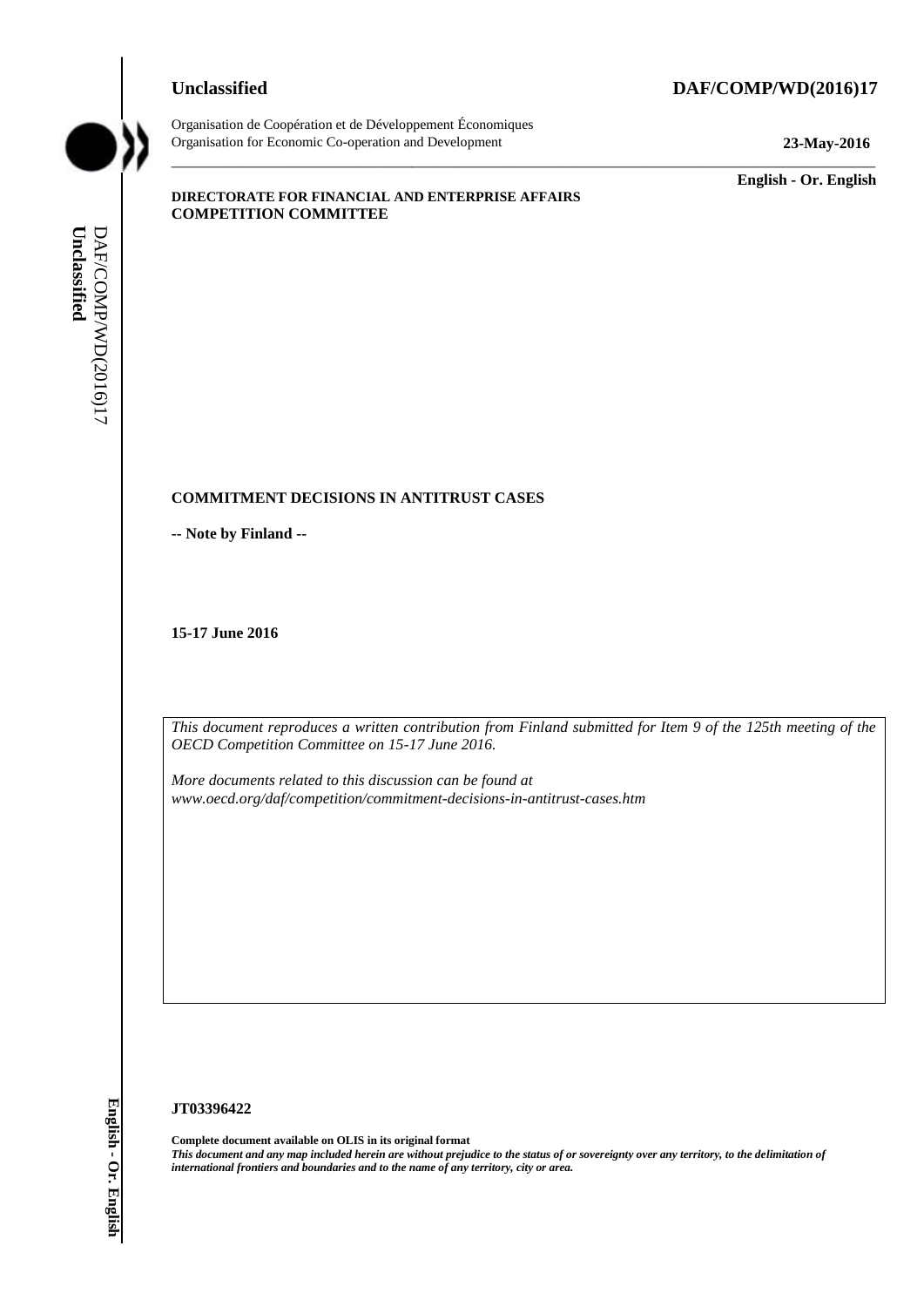**Unclassified** **DAF/COMP/WD(2016)17**

Organisation de Coopération et de Développement Économiques
Organisation for Economic Co-operation and Development **23-May-2016**

**English - Or. English**

**DIRECTORATE FOR FINANCIAL AND ENTERPRISE AFFAIRS**
**COMPETITION COMMITTEE**

# COMMITMENT DECISIONS IN ANTITRUST CASES

**-- Note by Finland --**

**15-17 June 2016**

*This document reproduces a written contribution from Finland submitted for Item 9 of the 125th meeting of the OECD Competition Committee on 15-17 June 2016.*

*More documents related to this discussion can be found at www.oecd.org/daf/competition/commitment-decisions-in-antitrust-cases.htm*

**JT03396422**

**Complete document available on OLIS in its original format**
***This document and any map included herein are without prejudice to the status of or sovereignty over any territory, to the delimitation of international frontiers and boundaries and to the name of any territory, city or area.***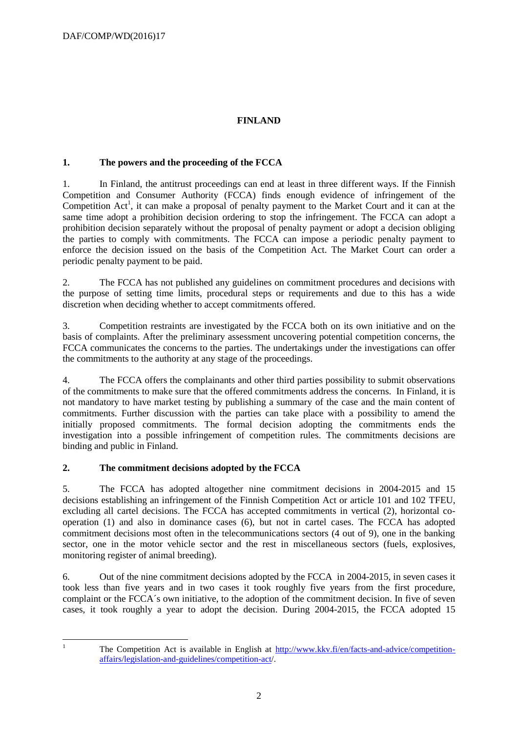# FINLAND

## 1. The powers and the proceeding of the FCCA

1. In Finland, the antitrust proceedings can end at least in three different ways. If the Finnish Competition and Consumer Authority (FCCA) finds enough evidence of infringement of the Competition Act[1], it can make a proposal of penalty payment to the Market Court and it can at the same time adopt a prohibition decision ordering to stop the infringement. The FCCA can adopt a prohibition decision separately without the proposal of penalty payment or adopt a decision obliging the parties to comply with commitments. The FCCA can impose a periodic penalty payment to enforce the decision issued on the basis of the Competition Act. The Market Court can order a periodic penalty payment to be paid.

2. The FCCA has not published any guidelines on commitment procedures and decisions with the purpose of setting time limits, procedural steps or requirements and due to this has a wide discretion when deciding whether to accept commitments offered.

3. Competition restraints are investigated by the FCCA both on its own initiative and on the basis of complaints. After the preliminary assessment uncovering potential competition concerns, the FCCA communicates the concerns to the parties. The undertakings under the investigations can offer the commitments to the authority at any stage of the proceedings.

4. The FCCA offers the complainants and other third parties possibility to submit observations of the commitments to make sure that the offered commitments address the concerns. In Finland, it is not mandatory to have market testing by publishing a summary of the case and the main content of commitments. Further discussion with the parties can take place with a possibility to amend the initially proposed commitments. The formal decision adopting the commitments ends the investigation into a possible infringement of competition rules. The commitments decisions are binding and public in Finland.

## 2. The commitment decisions adopted by the FCCA

5. The FCCA has adopted altogether nine commitment decisions in 2004-2015 and 15 decisions establishing an infringement of the Finnish Competition Act or article 101 and 102 TFEU, excluding all cartel decisions. The FCCA has accepted commitments in vertical (2), horizontal co-operation (1) and also in dominance cases (6), but not in cartel cases. The FCCA has adopted commitment decisions most often in the telecommunications sectors (4 out of 9), one in the banking sector, one in the motor vehicle sector and the rest in miscellaneous sectors (fuels, explosives, monitoring register of animal breeding).

6. Out of the nine commitment decisions adopted by the FCCA in 2004-2015, in seven cases it took less than five years and in two cases it took roughly five years from the first procedure, complaint or the FCCA´s own initiative, to the adoption of the commitment decision. In five of seven cases, it took roughly a year to adopt the decision. During 2004-2015, the FCCA adopted 15

---

[1] The Competition Act is available in English at http://www.kkv.fi/en/facts-and-advice/competition-affairs/legislation-and-guidelines/competition-act/.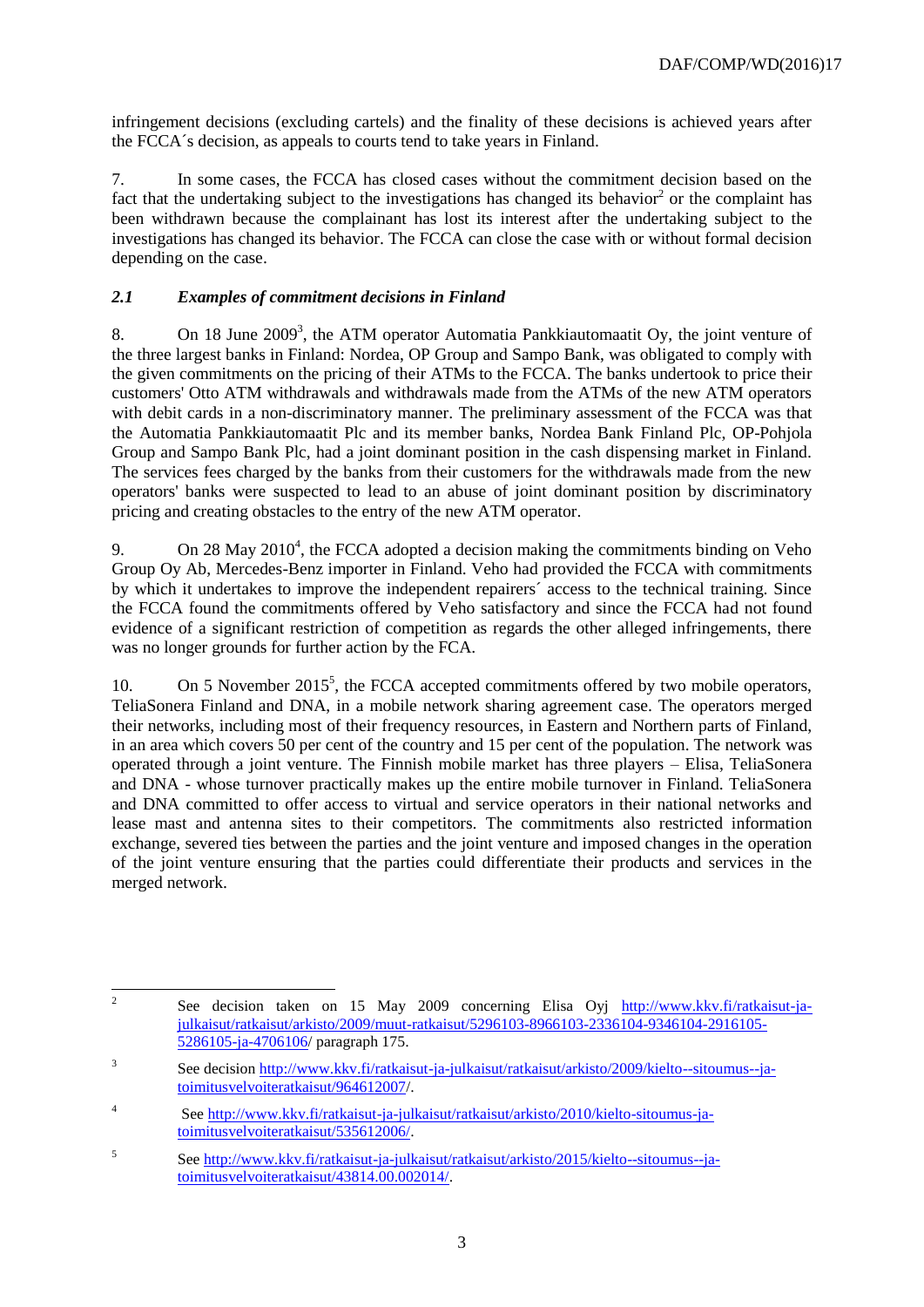infringement decisions (excluding cartels) and the finality of these decisions is achieved years after the FCCA´s decision, as appeals to courts tend to take years in Finland.

7. In some cases, the FCCA has closed cases without the commitment decision based on the fact that the undertaking subject to the investigations has changed its behavior[2] or the complaint has been withdrawn because the complainant has lost its interest after the undertaking subject to the investigations has changed its behavior. The FCCA can close the case with or without formal decision depending on the case.

### *2.1 Examples of commitment decisions in Finland*

8. On 18 June 2009[3], the ATM operator Automatia Pankkiautomaatit Oy, the joint venture of the three largest banks in Finland: Nordea, OP Group and Sampo Bank, was obligated to comply with the given commitments on the pricing of their ATMs to the FCCA. The banks undertook to price their customers' Otto ATM withdrawals and withdrawals made from the ATMs of the new ATM operators with debit cards in a non-discriminatory manner. The preliminary assessment of the FCCA was that the Automatia Pankkiautomaatit Plc and its member banks, Nordea Bank Finland Plc, OP-Pohjola Group and Sampo Bank Plc, had a joint dominant position in the cash dispensing market in Finland. The services fees charged by the banks from their customers for the withdrawals made from the new operators' banks were suspected to lead to an abuse of joint dominant position by discriminatory pricing and creating obstacles to the entry of the new ATM operator.

9. On 28 May 2010[4], the FCCA adopted a decision making the commitments binding on Veho Group Oy Ab, Mercedes-Benz importer in Finland. Veho had provided the FCCA with commitments by which it undertakes to improve the independent repairers´ access to the technical training. Since the FCCA found the commitments offered by Veho satisfactory and since the FCCA had not found evidence of a significant restriction of competition as regards the other alleged infringements, there was no longer grounds for further action by the FCA.

10. On 5 November 2015[5], the FCCA accepted commitments offered by two mobile operators, TeliaSonera Finland and DNA, in a mobile network sharing agreement case. The operators merged their networks, including most of their frequency resources, in Eastern and Northern parts of Finland, in an area which covers 50 per cent of the country and 15 per cent of the population. The network was operated through a joint venture. The Finnish mobile market has three players – Elisa, TeliaSonera and DNA - whose turnover practically makes up the entire mobile turnover in Finland. TeliaSonera and DNA committed to offer access to virtual and service operators in their national networks and lease mast and antenna sites to their competitors. The commitments also restricted information exchange, severed ties between the parties and the joint venture and imposed changes in the operation of the joint venture ensuring that the parties could differentiate their products and services in the merged network.

---

[2] See decision taken on 15 May 2009 concerning Elisa Oyj http://www.kkv.fi/ratkaisut-ja-julkaisut/ratkaisut/arkisto/2009/muut-ratkaisut/5296103-8966103-2336104-9346104-2916105-5286105-ja-4706106/ paragraph 175.

[3] See decision http://www.kkv.fi/ratkaisut-ja-julkaisut/ratkaisut/arkisto/2009/kielto--sitoumus--ja-toimitusvelvoiteratkaisut/964612007/.

[4] See http://www.kkv.fi/ratkaisut-ja-julkaisut/ratkaisut/arkisto/2010/kielto-sitoumus-ja-toimitusvelvoiteratkaisut/535612006/.

[5] See http://www.kkv.fi/ratkaisut-ja-julkaisut/ratkaisut/arkisto/2015/kielto--sitoumus--ja-toimitusvelvoiteratkaisut/43814.00.002014/.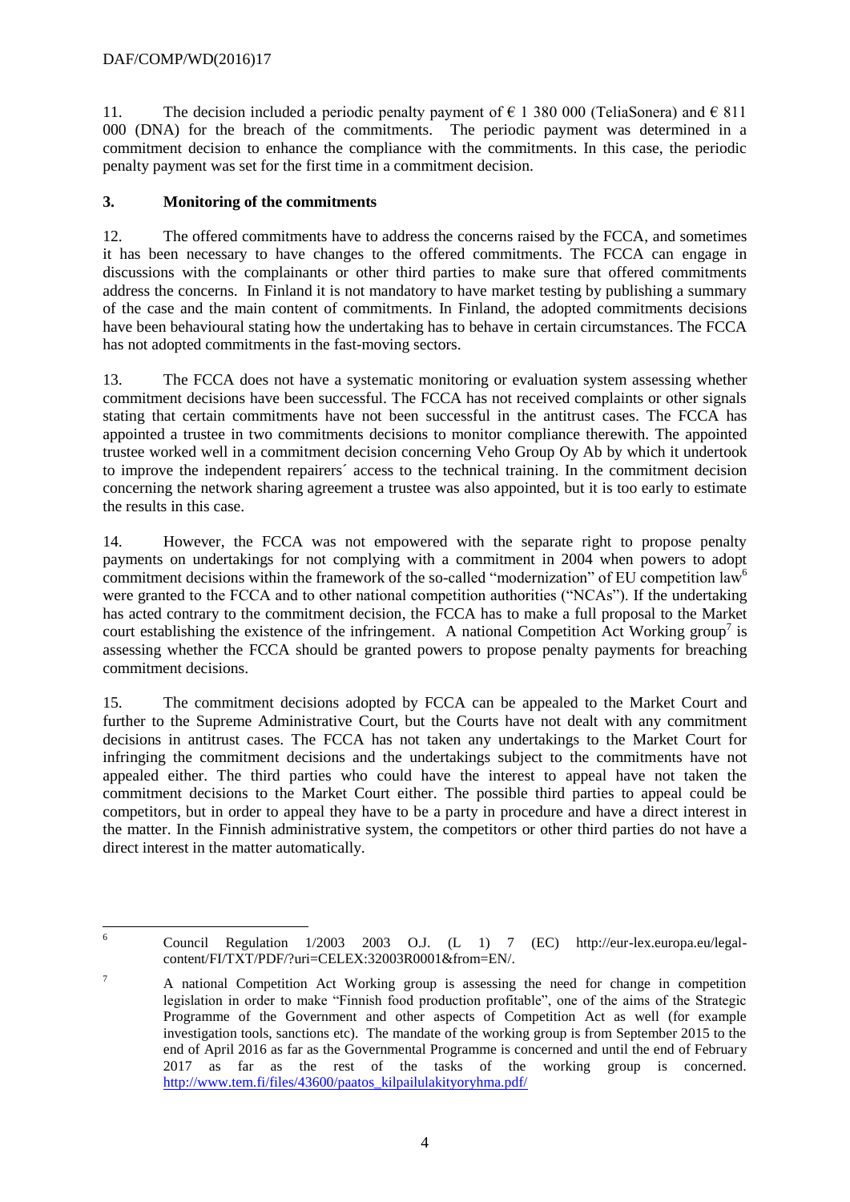11. The decision included a periodic penalty payment of € 1 380 000 (TeliaSonera) and € 811 000 (DNA) for the breach of the commitments. The periodic payment was determined in a commitment decision to enhance the compliance with the commitments. In this case, the periodic penalty payment was set for the first time in a commitment decision.

## 3. Monitoring of the commitments

12. The offered commitments have to address the concerns raised by the FCCA, and sometimes it has been necessary to have changes to the offered commitments. The FCCA can engage in discussions with the complainants or other third parties to make sure that offered commitments address the concerns. In Finland it is not mandatory to have market testing by publishing a summary of the case and the main content of commitments. In Finland, the adopted commitments decisions have been behavioural stating how the undertaking has to behave in certain circumstances. The FCCA has not adopted commitments in the fast-moving sectors.

13. The FCCA does not have a systematic monitoring or evaluation system assessing whether commitment decisions have been successful. The FCCA has not received complaints or other signals stating that certain commitments have not been successful in the antitrust cases. The FCCA has appointed a trustee in two commitments decisions to monitor compliance therewith. The appointed trustee worked well in a commitment decision concerning Veho Group Oy Ab by which it undertook to improve the independent repairers´ access to the technical training. In the commitment decision concerning the network sharing agreement a trustee was also appointed, but it is too early to estimate the results in this case.

14. However, the FCCA was not empowered with the separate right to propose penalty payments on undertakings for not complying with a commitment in 2004 when powers to adopt commitment decisions within the framework of the so-called "modernization" of EU competition law[6] were granted to the FCCA and to other national competition authorities ("NCAs"). If the undertaking has acted contrary to the commitment decision, the FCCA has to make a full proposal to the Market court establishing the existence of the infringement. A national Competition Act Working group[7] is assessing whether the FCCA should be granted powers to propose penalty payments for breaching commitment decisions.

15. The commitment decisions adopted by FCCA can be appealed to the Market Court and further to the Supreme Administrative Court, but the Courts have not dealt with any commitment decisions in antitrust cases. The FCCA has not taken any undertakings to the Market Court for infringing the commitment decisions and the undertakings subject to the commitments have not appealed either. The third parties who could have the interest to appeal have not taken the commitment decisions to the Market Court either. The possible third parties to appeal could be competitors, but in order to appeal they have to be a party in procedure and have a direct interest in the matter. In the Finnish administrative system, the competitors or other third parties do not have a direct interest in the matter automatically.

---

[6] Council Regulation 1/2003 2003 O.J. (L 1) 7 (EC) http://eur-lex.europa.eu/legal-content/FI/TXT/PDF/?uri=CELEX:32003R0001&from=EN/.

[7] A national Competition Act Working group is assessing the need for change in competition legislation in order to make "Finnish food production profitable", one of the aims of the Strategic Programme of the Government and other aspects of Competition Act as well (for example investigation tools, sanctions etc). The mandate of the working group is from September 2015 to the end of April 2016 as far as the Governmental Programme is concerned and until the end of February 2017 as far as the rest of the tasks of the working group is concerned. http://www.tem.fi/files/43600/paatos_kilpailulakityoryhma.pdf/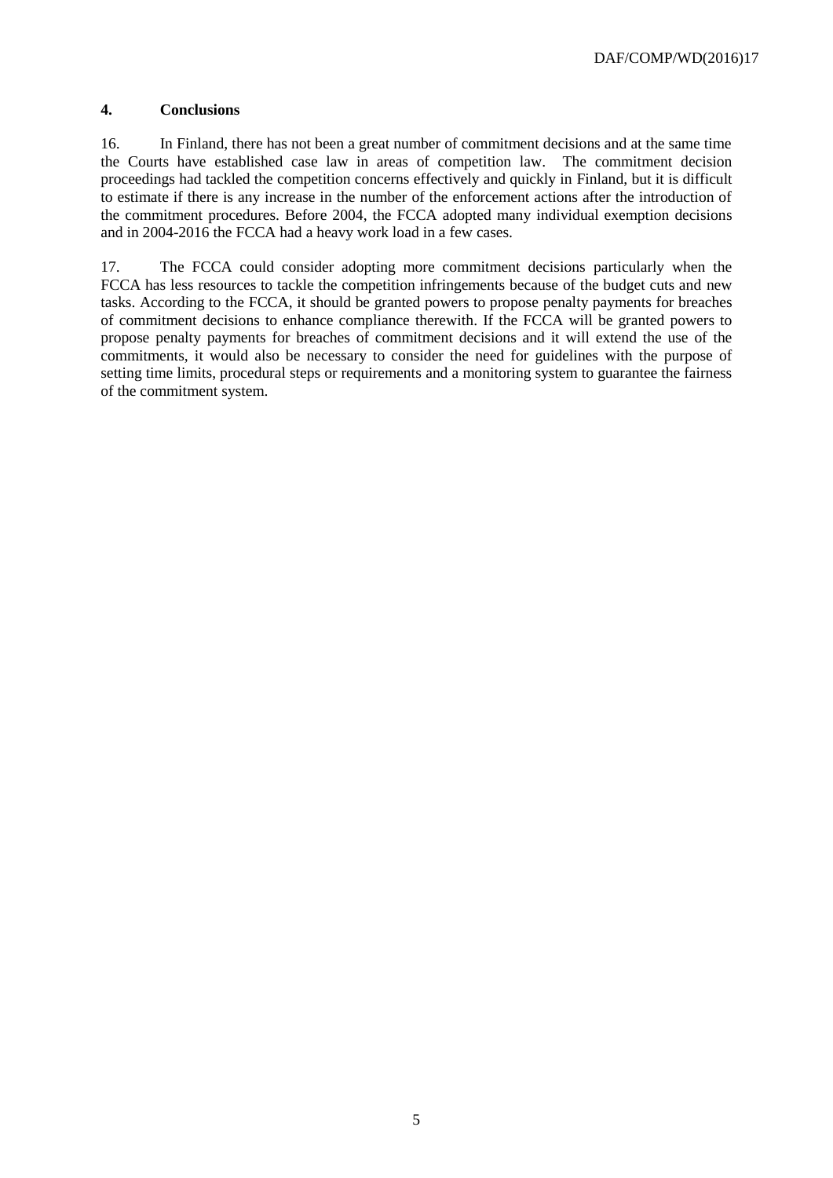## 4. Conclusions

16. In Finland, there has not been a great number of commitment decisions and at the same time the Courts have established case law in areas of competition law. The commitment decision proceedings had tackled the competition concerns effectively and quickly in Finland, but it is difficult to estimate if there is any increase in the number of the enforcement actions after the introduction of the commitment procedures. Before 2004, the FCCA adopted many individual exemption decisions and in 2004-2016 the FCCA had a heavy work load in a few cases.

17. The FCCA could consider adopting more commitment decisions particularly when the FCCA has less resources to tackle the competition infringements because of the budget cuts and new tasks. According to the FCCA, it should be granted powers to propose penalty payments for breaches of commitment decisions to enhance compliance therewith. If the FCCA will be granted powers to propose penalty payments for breaches of commitment decisions and it will extend the use of the commitments, it would also be necessary to consider the need for guidelines with the purpose of setting time limits, procedural steps or requirements and a monitoring system to guarantee the fairness of the commitment system.